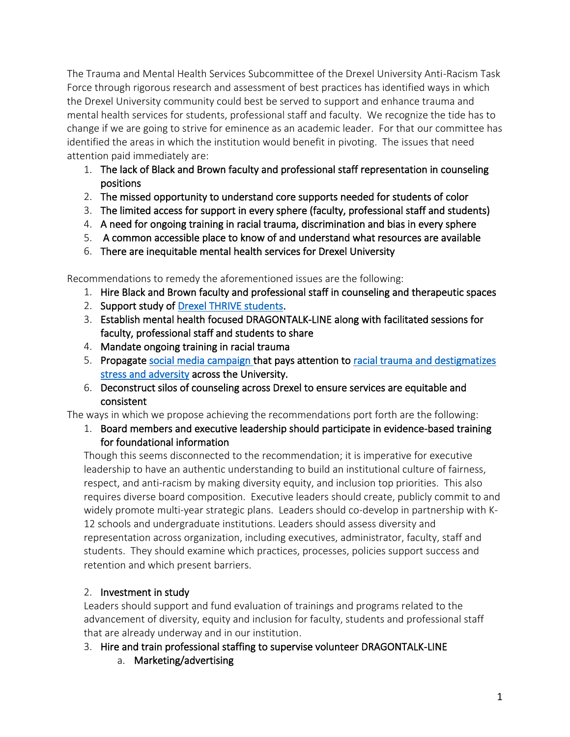The Trauma and Mental Health Services Subcommittee of the Drexel University Anti-Racism Task Force through rigorous research and assessment of best practices has identified ways in which the Drexel University community could best be served to support and enhance trauma and mental health services for students, professional staff and faculty. We recognize the tide has to change if we are going to strive for eminence as an academic leader. For that our committee has identified the areas in which the institution would benefit in pivoting. The issues that need attention paid immediately are:

1. **The lack of Black and Brown faculty and professional staff representation in counseling positions**
2. **The missed opportunity to understand core supports needed for students of color**
3. **The limited access for support in every sphere (faculty, professional staff and students)**
4. **A need for ongoing training in racial trauma, discrimination and bias in every sphere**
5. **A common accessible place to know of and understand what resources are available**
6. **There are inequitable mental health services for Drexel University**

Recommendations to remedy the aforementioned issues are the following:

1. **Hire Black and Brown faculty and professional staff in counseling and therapeutic spaces**
2. **Support study of Drexel THRIVE students.**
3. **Establish mental health focused DRAGONTALK-LINE along with facilitated sessions for faculty, professional staff and students to share**
4. **Mandate ongoing training in racial trauma**
5. **Propagate social media campaign that pays attention to racial trauma and destigmatizes stress and adversity across the University.**
6. **Deconstruct silos of counseling across Drexel to ensure services are equitable and consistent**

The ways in which we propose achieving the recommendations port forth are the following:

1. **Board members and executive leadership should participate in evidence-based training for foundational information**

   Though this seems disconnected to the recommendation; it is imperative for executive leadership to have an authentic understanding to build an institutional culture of fairness, respect, and anti-racism by making diversity equity, and inclusion top priorities. This also requires diverse board composition. Executive leaders should create, publicly commit to and widely promote multi-year strategic plans. Leaders should co-develop in partnership with K-12 schools and undergraduate institutions. Leaders should assess diversity and representation across organization, including executives, administrator, faculty, staff and students. They should examine which practices, processes, policies support success and retention and which present barriers.

2. **Investment in study**

   Leaders should support and fund evaluation of trainings and programs related to the advancement of diversity, equity and inclusion for faculty, students and professional staff that are already underway and in our institution.

3. **Hire and train professional staffing to supervise volunteer DRAGONTALK-LINE**
   a. **Marketing/advertising**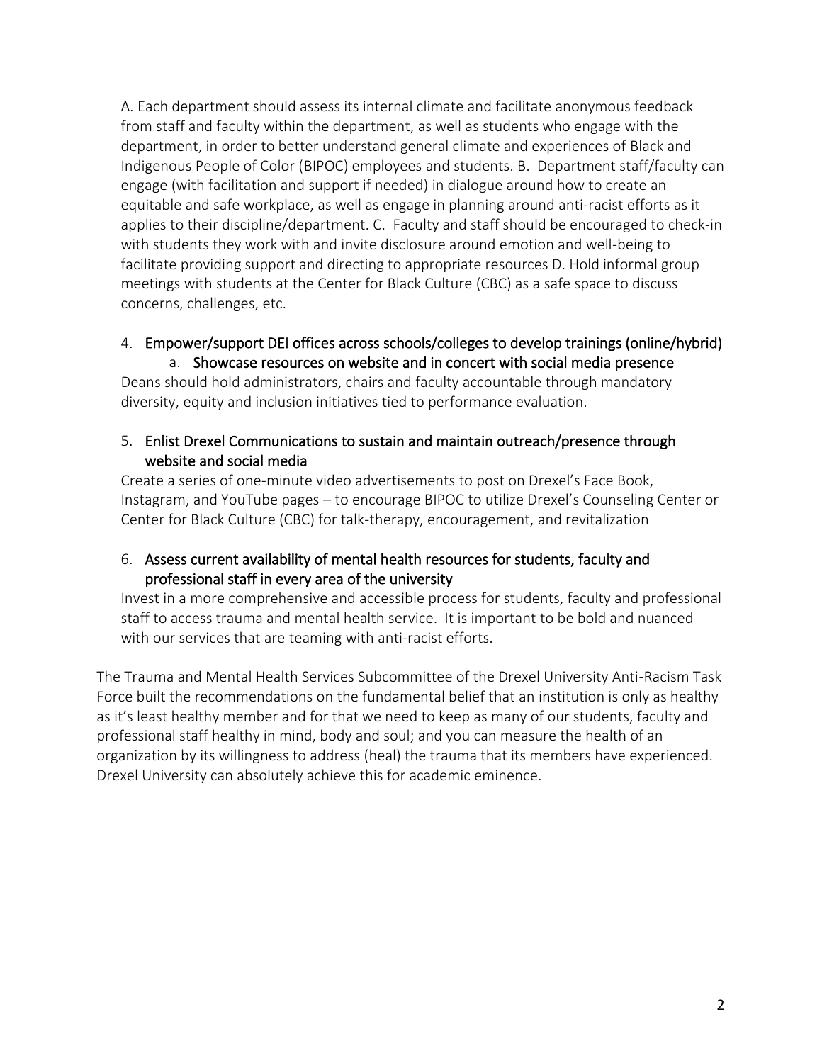A. Each department should assess its internal climate and facilitate anonymous feedback from staff and faculty within the department, as well as students who engage with the department, in order to better understand general climate and experiences of Black and Indigenous People of Color (BIPOC) employees and students. B. Department staff/faculty can engage (with facilitation and support if needed) in dialogue around how to create an equitable and safe workplace, as well as engage in planning around anti-racist efforts as it applies to their discipline/department. C. Faculty and staff should be encouraged to check-in with students they work with and invite disclosure around emotion and well-being to facilitate providing support and directing to appropriate resources D. Hold informal group meetings with students at the Center for Black Culture (CBC) as a safe space to discuss concerns, challenges, etc.

4. Empower/support DEI offices across schools/colleges to develop trainings (online/hybrid)
   a. Showcase resources on website and in concert with social media presence

Deans should hold administrators, chairs and faculty accountable through mandatory diversity, equity and inclusion initiatives tied to performance evaluation.

5. Enlist Drexel Communications to sustain and maintain outreach/presence through website and social media

Create a series of one-minute video advertisements to post on Drexel's Face Book, Instagram, and YouTube pages – to encourage BIPOC to utilize Drexel's Counseling Center or Center for Black Culture (CBC) for talk-therapy, encouragement, and revitalization

6. Assess current availability of mental health resources for students, faculty and professional staff in every area of the university

Invest in a more comprehensive and accessible process for students, faculty and professional staff to access trauma and mental health service. It is important to be bold and nuanced with our services that are teaming with anti-racist efforts.

The Trauma and Mental Health Services Subcommittee of the Drexel University Anti-Racism Task Force built the recommendations on the fundamental belief that an institution is only as healthy as it's least healthy member and for that we need to keep as many of our students, faculty and professional staff healthy in mind, body and soul; and you can measure the health of an organization by its willingness to address (heal) the trauma that its members have experienced. Drexel University can absolutely achieve this for academic eminence.